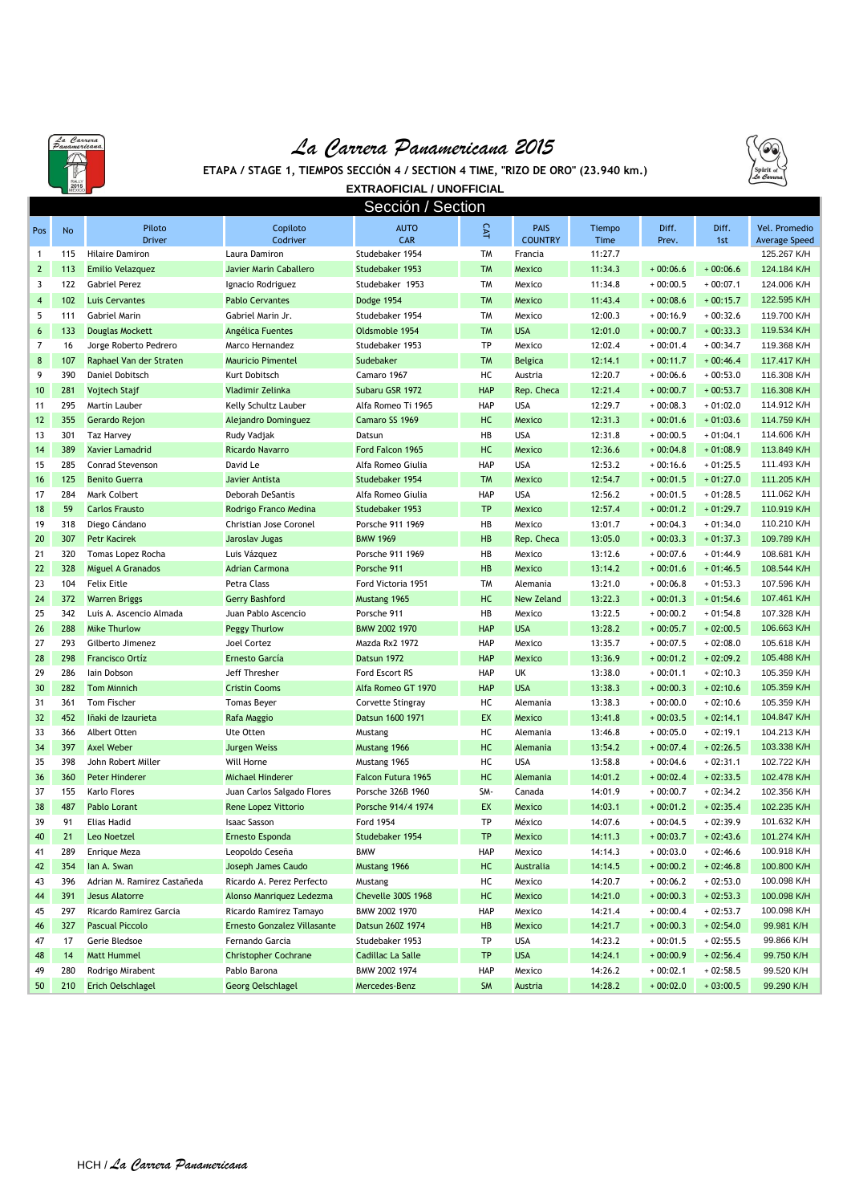# La Carrera Panamericana 2015

**ETAPA / STAGE 1, TIEMPOS SECCIÓN 4 / SECTION 4 TIME, "RIZO DE ORO" (23.940 km.)**

**EXTRAOFICIAL / UNOFFICIAL**

## Sección / Section

| Pos | No | Piloto Driver | Copiloto Codriver | AUTO CAR | CAT | PAIS COUNTRY | Tiempo Time | Diff. Prev. | Diff. 1st | Vel. Promedio Average Speed |
|---|---|---|---|---|---|---|---|---|---|---|
| 1 | 115 | Hilaire Damiron | Laura Damiron | Studebaker 1954 | TM | Francia | 11:27.7 | | | 125.267 K/H |
| 2 | 113 | Emilio Velazquez | Javier Marin Caballero | Studebaker 1953 | TM | Mexico | 11:34.3 | + 00:06.6 | + 00:06.6 | 124.184 K/H |
| 3 | 122 | Gabriel Perez | Ignacio Rodriguez | Studebaker 1953 | TM | Mexico | 11:34.8 | + 00:00.5 | + 00:07.1 | 124.006 K/H |
| 4 | 102 | Luis Cervantes | Pablo Cervantes | Dodge 1954 | TM | Mexico | 11:43.4 | + 00:08.6 | + 00:15.7 | 122.595 K/H |
| 5 | 111 | Gabriel Marin | Gabriel Marin Jr. | Studebaker 1954 | TM | Mexico | 12:00.3 | + 00:16.9 | + 00:32.6 | 119.700 K/H |
| 6 | 133 | Douglas Mockett | Angélica Fuentes | Oldsmoble 1954 | TM | USA | 12:01.0 | + 00:00.7 | + 00:33.3 | 119.534 K/H |
| 7 | 16 | Jorge Roberto Pedrero | Marco Hernandez | Studebaker 1953 | TP | Mexico | 12:02.4 | + 00:01.4 | + 00:34.7 | 119.368 K/H |
| 8 | 107 | Raphael Van der Straten | Mauricio Pimentel | Sudebaker | TM | Belgica | 12:14.1 | + 00:11.7 | + 00:46.4 | 117.417 K/H |
| 9 | 390 | Daniel Dobitsch | Kurt Dobitsch | Camaro 1967 | HC | Austria | 12:20.7 | + 00:06.6 | + 00:53.0 | 116.308 K/H |
| 10 | 281 | Vojtech Stajf | Vladimir Zelinka | Subaru GSR 1972 | HAP | Rep. Checa | 12:21.4 | + 00:00.7 | + 00:53.7 | 116.308 K/H |
| 11 | 295 | Martin Lauber | Kelly Schultz Lauber | Alfa Romeo Ti 1965 | HAP | USA | 12:29.7 | + 00:08.3 | + 01:02.0 | 114.912 K/H |
| 12 | 355 | Gerardo Rejon | Alejandro Dominguez | Camaro SS 1969 | HC | Mexico | 12:31.3 | + 00:01.6 | + 01:03.6 | 114.759 K/H |
| 13 | 301 | Taz Harvey | Rudy Vadjak | Datsun | HB | USA | 12:31.8 | + 00:00.5 | + 01:04.1 | 114.606 K/H |
| 14 | 389 | Xavier Lamadrid | Ricardo Navarro | Ford Falcon 1965 | HC | Mexico | 12:36.6 | + 00:04.8 | + 01:08.9 | 113.849 K/H |
| 15 | 285 | Conrad Stevenson | David Le | Alfa Romeo Giulia | HAP | USA | 12:53.2 | + 00:16.6 | + 01:25.5 | 111.493 K/H |
| 16 | 125 | Benito Guerra | Javier Antista | Studebaker 1954 | TM | Mexico | 12:54.7 | + 00:01.5 | + 01:27.0 | 111.205 K/H |
| 17 | 284 | Mark Colbert | Deborah DeSantis | Alfa Romeo Giulia | HAP | USA | 12:56.2 | + 00:01.5 | + 01:28.5 | 111.062 K/H |
| 18 | 59 | Carlos Frausto | Rodrigo Franco Medina | Studebaker 1953 | TP | Mexico | 12:57.4 | + 00:01.2 | + 01:29.7 | 110.919 K/H |
| 19 | 318 | Diego Cándano | Christian Jose Coronel | Porsche 911 1969 | HB | Mexico | 13:01.7 | + 00:04.3 | + 01:34.0 | 110.210 K/H |
| 20 | 307 | Petr Kacirek | Jaroslav Jugas | BMW 1969 | HB | Rep. Checa | 13:05.0 | + 00:03.3 | + 01:37.3 | 109.789 K/H |
| 21 | 320 | Tomas Lopez Rocha | Luis Vázquez | Porsche 911 1969 | HB | Mexico | 13:12.6 | + 00:07.6 | + 01:44.9 | 108.681 K/H |
| 22 | 328 | Miguel A Granados | Adrian Carmona | Porsche 911 | HB | Mexico | 13:14.2 | + 00:01.6 | + 01:46.5 | 108.544 K/H |
| 23 | 104 | Felix Eitle | Petra Class | Ford Victoria 1951 | TM | Alemania | 13:21.0 | + 00:06.8 | + 01:53.3 | 107.596 K/H |
| 24 | 372 | Warren Briggs | Gerry Bashford | Mustang 1965 | HC | New Zeland | 13:22.3 | + 00:01.3 | + 01:54.6 | 107.461 K/H |
| 25 | 342 | Luis A. Ascencio Almada | Juan Pablo Ascencio | Porsche 911 | HB | Mexico | 13:22.5 | + 00:00.2 | + 01:54.8 | 107.328 K/H |
| 26 | 288 | Mike Thurlow | Peggy Thurlow | BMW 2002 1970 | HAP | USA | 13:28.2 | + 00:05.7 | + 02:00.5 | 106.663 K/H |
| 27 | 293 | Gilberto Jimenez | Joel Cortez | Mazda Rx2 1972 | HAP | Mexico | 13:35.7 | + 00:07.5 | + 02:08.0 | 105.618 K/H |
| 28 | 298 | Francisco Ortíz | Ernesto García | Datsun 1972 | HAP | Mexico | 13:36.9 | + 00:01.2 | + 02:09.2 | 105.488 K/H |
| 29 | 286 | Iain Dobson | Jeff Thresher | Ford Escort RS | HAP | UK | 13:38.0 | + 00:01.1 | + 02:10.3 | 105.359 K/H |
| 30 | 282 | Tom Minnich | Cristin Cooms | Alfa Romeo GT 1970 | HAP | USA | 13:38.3 | + 00:00.3 | + 02:10.6 | 105.359 K/H |
| 31 | 361 | Tom Fischer | Tomas Beyer | Corvette Stingray | HC | Alemania | 13:38.3 | + 00:00.0 | + 02:10.6 | 105.359 K/H |
| 32 | 452 | Iñaki de Izaurieta | Rafa Maggio | Datsun 1600 1971 | EX | Mexico | 13:41.8 | + 00:03.5 | + 02:14.1 | 104.847 K/H |
| 33 | 366 | Albert Otten | Ute Otten | Mustang | HC | Alemania | 13:46.8 | + 00:05.0 | + 02:19.1 | 104.213 K/H |
| 34 | 397 | Axel Weber | Jurgen Weiss | Mustang 1966 | HC | Alemania | 13:54.2 | + 00:07.4 | + 02:26.5 | 103.338 K/H |
| 35 | 398 | John Robert Miller | Will Horne | Mustang 1965 | HC | USA | 13:58.8 | + 00:04.6 | + 02:31.1 | 102.722 K/H |
| 36 | 360 | Peter Hinderer | Michael Hinderer | Falcon Futura 1965 | HC | Alemania | 14:01.2 | + 00:02.4 | + 02:33.5 | 102.478 K/H |
| 37 | 155 | Karlo Flores | Juan Carlos Salgado Flores | Porsche 326B 1960 | SM- | Canada | 14:01.9 | + 00:00.7 | + 02:34.2 | 102.356 K/H |
| 38 | 487 | Pablo Lorant | Rene Lopez Vittorio | Porsche 914/4 1974 | EX | Mexico | 14:03.1 | + 00:01.2 | + 02:35.4 | 102.235 K/H |
| 39 | 91 | Elias Hadid | Isaac Sasson | Ford 1954 | TP | México | 14:07.6 | + 00:04.5 | + 02:39.9 | 101.632 K/H |
| 40 | 21 | Leo Noetzel | Ernesto Esponda | Studebaker 1954 | TP | Mexico | 14:11.3 | + 00:03.7 | + 02:43.6 | 101.274 K/H |
| 41 | 289 | Enrique Meza | Leopoldo Ceseña | BMW | HAP | Mexico | 14:14.3 | + 00:03.0 | + 02:46.6 | 100.918 K/H |
| 42 | 354 | Ian A. Swan | Joseph James Caudo | Mustang 1966 | HC | Australia | 14:14.5 | + 00:00.2 | + 02:46.8 | 100.800 K/H |
| 43 | 396 | Adrian M. Ramirez Castañeda | Ricardo A. Perez Perfecto | Mustang | HC | Mexico | 14:20.7 | + 00:06.2 | + 02:53.0 | 100.098 K/H |
| 44 | 391 | Jesus Alatorre | Alonso Manriquez Ledezma | Chevelle 300S 1968 | HC | Mexico | 14:21.0 | + 00:00.3 | + 02:53.3 | 100.098 K/H |
| 45 | 297 | Ricardo Ramirez Garcia | Ricardo Ramirez Tamayo | BMW 2002 1970 | HAP | Mexico | 14:21.4 | + 00:00.4 | + 02:53.7 | 100.098 K/H |
| 46 | 327 | Pascual Piccolo | Ernesto Gonzalez Villasante | Datsun 260Z 1974 | HB | Mexico | 14:21.7 | + 00:00.3 | + 02:54.0 | 99.981 K/H |
| 47 | 17 | Gerie Bledsoe | Fernando Garcia | Studebaker 1953 | TP | USA | 14:23.2 | + 00:01.5 | + 02:55.5 | 99.866 K/H |
| 48 | 14 | Matt Hummel | Christopher Cochrane | Cadillac La Salle | TP | USA | 14:24.1 | + 00:00.9 | + 02:56.4 | 99.750 K/H |
| 49 | 280 | Rodrigo Mirabent | Pablo Barona | BMW 2002 1974 | HAP | Mexico | 14:26.2 | + 00:02.1 | + 02:58.5 | 99.520 K/H |
| 50 | 210 | Erich Oelschlagel | Georg Oelschlagel | Mercedes-Benz | SM | Austria | 14:28.2 | + 00:02.0 | + 03:00.5 | 99.290 K/H |

HCH / La Carrera Panamericana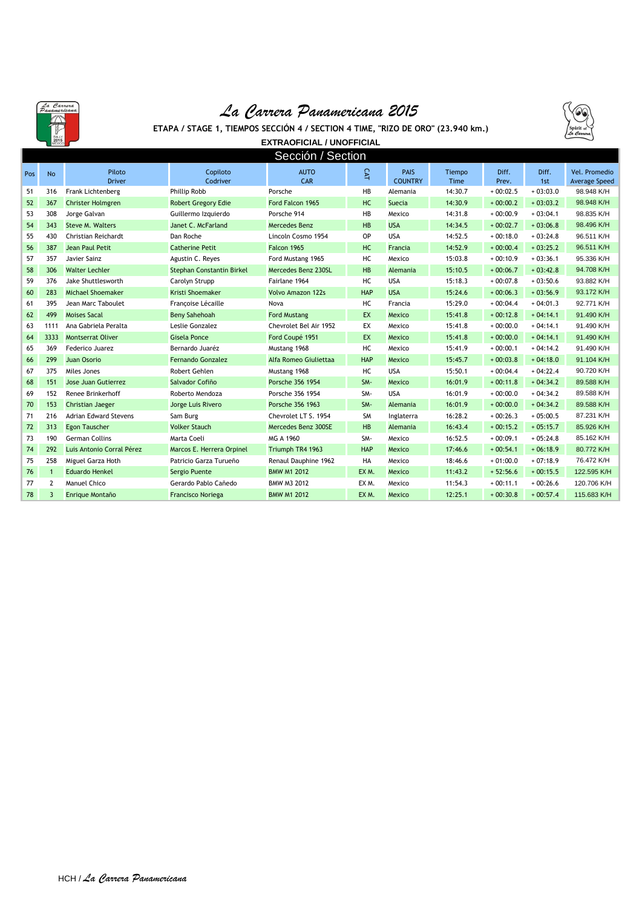# La Carrera Panamericana 2015

**ETAPA / STAGE 1, TIEMPOS SECCIÓN 4 / SECTION 4 TIME, "RIZO DE ORO" (23.940 km.)**

**EXTRAOFICIAL / UNOFFICIAL**

## Sección / Section

| Pos | No | Piloto Driver | Copiloto Codriver | AUTO CAR | CAT | PAIS COUNTRY | Tiempo Time | Diff. Prev. | Diff. 1st | Vel. Promedio Average Speed |
|---|---|---|---|---|---|---|---|---|---|---|
| 51 | 316 | Frank Lichtenberg | Phillip Robb | Porsche | HB | Alemania | 14:30.7 | + 00:02.5 | + 03:03.0 | 98.948 K/H |
| 52 | 367 | Christer Holmgren | Robert Gregory Edie | Ford Falcon 1965 | HC | Suecia | 14:30.9 | + 00:00.2 | + 03:03.2 | 98.948 K/H |
| 53 | 308 | Jorge Galvan | Guillermo Izquierdo | Porsche 914 | HB | Mexico | 14:31.8 | + 00:00.9 | + 03:04.1 | 98.835 K/H |
| 54 | 343 | Steve M. Walters | Janet C. McFarland | Mercedes Benz | HB | USA | 14:34.5 | + 00:02.7 | + 03:06.8 | 98.496 K/H |
| 55 | 430 | Christian Reichardt | Dan Roche | Lincoln Cosmo 1954 | OP | USA | 14:52.5 | + 00:18.0 | + 03:24.8 | 96.511 K/H |
| 56 | 387 | Jean Paul Petit | Catherine Petit | Falcon 1965 | HC | Francia | 14:52.9 | + 00:00.4 | + 03:25.2 | 96.511 K/H |
| 57 | 357 | Javier Sainz | Agustin C. Reyes | Ford Mustang 1965 | HC | Mexico | 15:03.8 | + 00:10.9 | + 03:36.1 | 95.336 K/H |
| 58 | 306 | Walter Lechler | Stephan Constantin Birkel | Mercedes Benz 230SL | HB | Alemania | 15:10.5 | + 00:06.7 | + 03:42.8 | 94.708 K/H |
| 59 | 376 | Jake Shuttlesworth | Carolyn Strupp | Fairlane 1964 | HC | USA | 15:18.3 | + 00:07.8 | + 03:50.6 | 93.882 K/H |
| 60 | 283 | Michael Shoemaker | Kristi Shoemaker | Volvo Amazon 122s | HAP | USA | 15:24.6 | + 00:06.3 | + 03:56.9 | 93.172 K/H |
| 61 | 395 | Jean Marc Taboulet | Françoise Lécaille | Nova | HC | Francia | 15:29.0 | + 00:04.4 | + 04:01.3 | 92.771 K/H |
| 62 | 499 | Moises Sacal | Beny Sahehoah | Ford Mustang | EX | Mexico | 15:41.8 | + 00:12.8 | + 04:14.1 | 91.490 K/H |
| 63 | 1111 | Ana Gabriela Peralta | Leslie Gonzalez | Chevrolet Bel Air 1952 | EX | Mexico | 15:41.8 | + 00:00.0 | + 04:14.1 | 91.490 K/H |
| 64 | 3333 | Montserrat Oliver | Gisela Ponce | Ford Coupé 1951 | EX | Mexico | 15:41.8 | + 00:00.0 | + 04:14.1 | 91.490 K/H |
| 65 | 369 | Federico Juarez | Bernardo Juaréz | Mustang 1968 | HC | Mexico | 15:41.9 | + 00:00.1 | + 04:14.2 | 91.490 K/H |
| 66 | 299 | Juan Osorio | Fernando Gonzalez | Alfa Romeo Giuliettaa | HAP | Mexico | 15:45.7 | + 00:03.8 | + 04:18.0 | 91.104 K/H |
| 67 | 375 | Miles Jones | Robert Gehlen | Mustang 1968 | HC | USA | 15:50.1 | + 00:04.4 | + 04:22.4 | 90.720 K/H |
| 68 | 151 | Jose Juan Gutierrez | Salvador Cofiño | Porsche 356 1954 | SM- | Mexico | 16:01.9 | + 00:11.8 | + 04:34.2 | 89.588 K/H |
| 69 | 152 | Renee Brinkerhoff | Roberto Mendoza | Porsche 356 1954 | SM- | USA | 16:01.9 | + 00:00.0 | + 04:34.2 | 89.588 K/H |
| 70 | 153 | Christian Jaeger | Jorge Luis Rivero | Porsche 356 1963 | SM- | Alemania | 16:01.9 | + 00:00.0 | + 04:34.2 | 89.588 K/H |
| 71 | 216 | Adrian Edward Stevens | Sam Burg | Chevrolet LT S. 1954 | SM | Inglaterra | 16:28.2 | + 00:26.3 | + 05:00.5 | 87.231 K/H |
| 72 | 313 | Egon Tauscher | Volker Stauch | Mercedes Benz 300SE | HB | Alemania | 16:43.4 | + 00:15.2 | + 05:15.7 | 85.926 K/H |
| 73 | 190 | German Collins | Marta Coeli | MG A 1960 | SM- | Mexico | 16:52.5 | + 00:09.1 | + 05:24.8 | 85.162 K/H |
| 74 | 292 | Luis Antonio Corral Pérez | Marcos E. Herrera Orpinel | Triumph TR4 1963 | HAP | Mexico | 17:46.6 | + 00:54.1 | + 06:18.9 | 80.772 K/H |
| 75 | 258 | Miguel Garza Hoth | Patricio Garza Turueño | Renaul Dauphine 1962 | HA | Mexico | 18:46.6 | + 01:00.0 | + 07:18.9 | 76.472 K/H |
| 76 | 1 | Eduardo Henkel | Sergio Puente | BMW M1 2012 | EX M. | Mexico | 11:43.2 | + 52:56.6 | + 00:15.5 | 122.595 K/H |
| 77 | 2 | Manuel Chico | Gerardo Pablo Cañedo | BMW M3 2012 | EX M. | Mexico | 11:54.3 | + 00:11.1 | + 00:26.6 | 120.706 K/H |
| 78 | 3 | Enrique Montaño | Francisco Noriega | BMW M1 2012 | EX M. | Mexico | 12:25.1 | + 00:30.8 | + 00:57.4 | 115.683 K/H |